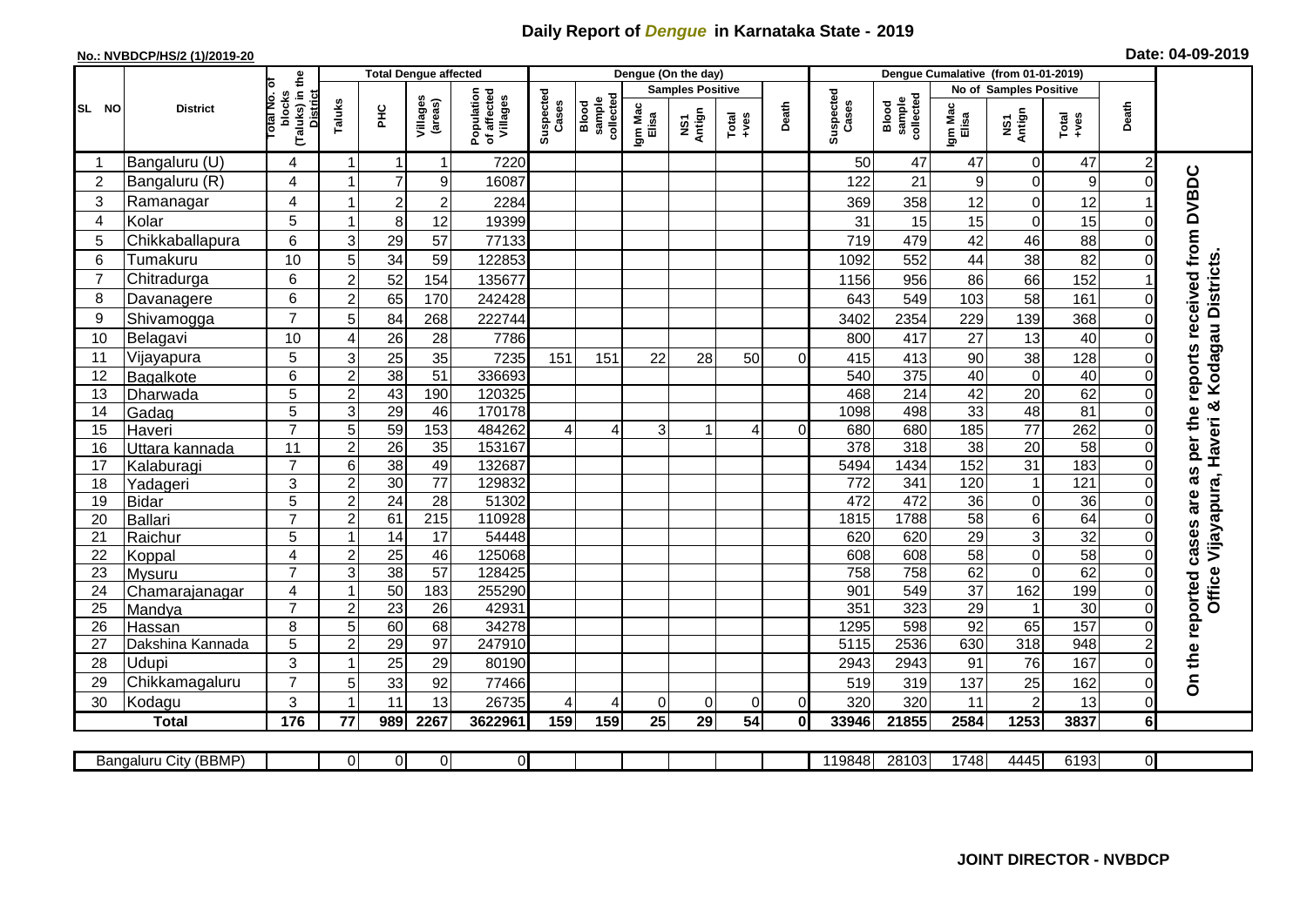# Daily Report of *Dengue* in Karnataka State - 2019

**No.: NVBDCP/HS/2 (1)/2019-20**

**Date: 04-09-2019**

| SL NO | District | Total No. of blocks (Taluks) in the District | Total Dengue affected | | | | Dengue (On the day) | | | | | | | Dengue Cumalative (from 01-01-2019) | | | | | | | |
|---|---|---|---|---|---|---|---|---|---|---|---|---|---|---|---|---|---|---|---|---|
| | | | Taluks | PHC | Villages (areas) | Population of affected Villages | Suspected Cases | Blood sample collected | Samples Positive | | | Death | Suspected Cases | Blood sample collected | No of Samples Positive | | | Death | |
| | | | | | | | | | Igm Mac Elisa | NS1 Antign | Total +ves | | | | Igm Mac Elisa | NS1 Antign | Total +ves | | |
| 1 | Bangaluru (U) | 4 | 1 | 1 | 1 | 7220 | | | | | | | 50 | 47 | 47 | 0 | 47 | 2 | On the reported cases are as per the reports received from DVBDC Office Vijayapura, Haveri & Kodagau Districts. |
| 2 | Bangaluru (R) | 4 | 1 | 7 | 9 | 16087 | | | | | | | 122 | 21 | 9 | 0 | 9 | 0 | |
| 3 | Ramanagar | 4 | 1 | 2 | 2 | 2284 | | | | | | | 369 | 358 | 12 | 0 | 12 | 1 | |
| 4 | Kolar | 5 | 1 | 8 | 12 | 19399 | | | | | | | 31 | 15 | 15 | 0 | 15 | 0 | |
| 5 | Chikkaballapura | 6 | 3 | 29 | 57 | 77133 | | | | | | | 719 | 479 | 42 | 46 | 88 | 0 | |
| 6 | Tumakuru | 10 | 5 | 34 | 59 | 122853 | | | | | | | 1092 | 552 | 44 | 38 | 82 | 0 | |
| 7 | Chitradurga | 6 | 2 | 52 | 154 | 135677 | | | | | | | 1156 | 956 | 86 | 66 | 152 | 1 | |
| 8 | Davanagere | 6 | 2 | 65 | 170 | 242428 | | | | | | | 643 | 549 | 103 | 58 | 161 | 0 | |
| 9 | Shivamogga | 7 | 5 | 84 | 268 | 222744 | | | | | | | 3402 | 2354 | 229 | 139 | 368 | 0 | |
| 10 | Belagavi | 10 | 4 | 26 | 28 | 7786 | | | | | | | 800 | 417 | 27 | 13 | 40 | 0 | |
| 11 | Vijayapura | 5 | 3 | 25 | 35 | 7235 | 151 | 151 | 22 | 28 | 50 | 0 | 415 | 413 | 90 | 38 | 128 | 0 | |
| 12 | Bagalkote | 6 | 2 | 38 | 51 | 336693 | | | | | | | 540 | 375 | 40 | 0 | 40 | 0 | |
| 13 | Dharwada | 5 | 2 | 43 | 190 | 120325 | | | | | | | 468 | 214 | 42 | 20 | 62 | 0 | |
| 14 | Gadag | 5 | 3 | 29 | 46 | 170178 | | | | | | | 1098 | 498 | 33 | 48 | 81 | 0 | |
| 15 | Haveri | 7 | 5 | 59 | 153 | 484262 | 4 | 4 | 3 | 1 | 4 | 0 | 680 | 680 | 185 | 77 | 262 | 0 | |
| 16 | Uttara kannada | 11 | 2 | 26 | 35 | 153167 | | | | | | | 378 | 318 | 38 | 20 | 58 | 0 | |
| 17 | Kalaburagi | 7 | 6 | 38 | 49 | 132687 | | | | | | | 5494 | 1434 | 152 | 31 | 183 | 0 | |
| 18 | Yadageri | 3 | 2 | 30 | 77 | 129832 | | | | | | | 772 | 341 | 120 | 1 | 121 | 0 | |
| 19 | Bidar | 5 | 2 | 24 | 28 | 51302 | | | | | | | 472 | 472 | 36 | 0 | 36 | 0 | |
| 20 | Ballari | 7 | 2 | 61 | 215 | 110928 | | | | | | | 1815 | 1788 | 58 | 6 | 64 | 0 | |
| 21 | Raichur | 5 | 1 | 14 | 17 | 54448 | | | | | | | 620 | 620 | 29 | 3 | 32 | 0 | |
| 22 | Koppal | 4 | 2 | 25 | 46 | 125068 | | | | | | | 608 | 608 | 58 | 0 | 58 | 0 | |
| 23 | Mysuru | 7 | 3 | 38 | 57 | 128425 | | | | | | | 758 | 758 | 62 | 0 | 62 | 0 | |
| 24 | Chamarajanagar | 4 | 1 | 50 | 183 | 255290 | | | | | | | 901 | 549 | 37 | 162 | 199 | 0 | |
| 25 | Mandya | 7 | 2 | 23 | 26 | 42931 | | | | | | | 351 | 323 | 29 | 1 | 30 | 0 | |
| 26 | Hassan | 8 | 5 | 60 | 68 | 34278 | | | | | | | 1295 | 598 | 92 | 65 | 157 | 0 | |
| 27 | Dakshina Kannada | 5 | 2 | 29 | 97 | 247910 | | | | | | | 5115 | 2536 | 630 | 318 | 948 | 2 | |
| 28 | Udupi | 3 | 1 | 25 | 29 | 80190 | | | | | | | 2943 | 2943 | 91 | 76 | 167 | 0 | |
| 29 | Chikkamagaluru | 7 | 5 | 33 | 92 | 77466 | | | | | | | 519 | 319 | 137 | 25 | 162 | 0 | |
| 30 | Kodagu | 3 | 1 | 11 | 13 | 26735 | 4 | 4 | 0 | 0 | 0 | 0 | 320 | 320 | 11 | 2 | 13 | 0 | |
| | **Total** | **176** | **77** | **989** | **2267** | **3622961** | **159** | **159** | **25** | **29** | **54** | **0** | **33946** | **21855** | **2584** | **1253** | **3837** | **6** | |

| Bangaluru City (BBMP) | | 0 | 0 | 0 | 0 | | | | | | | 119848 | 28103 | 1748 | 4445 | 6193 | 0 | |
|---|---|---|---|---|---|---|---|---|---|---|---|---|---|---|---|---|---|---|

**JOINT DIRECTOR - NVBDCP**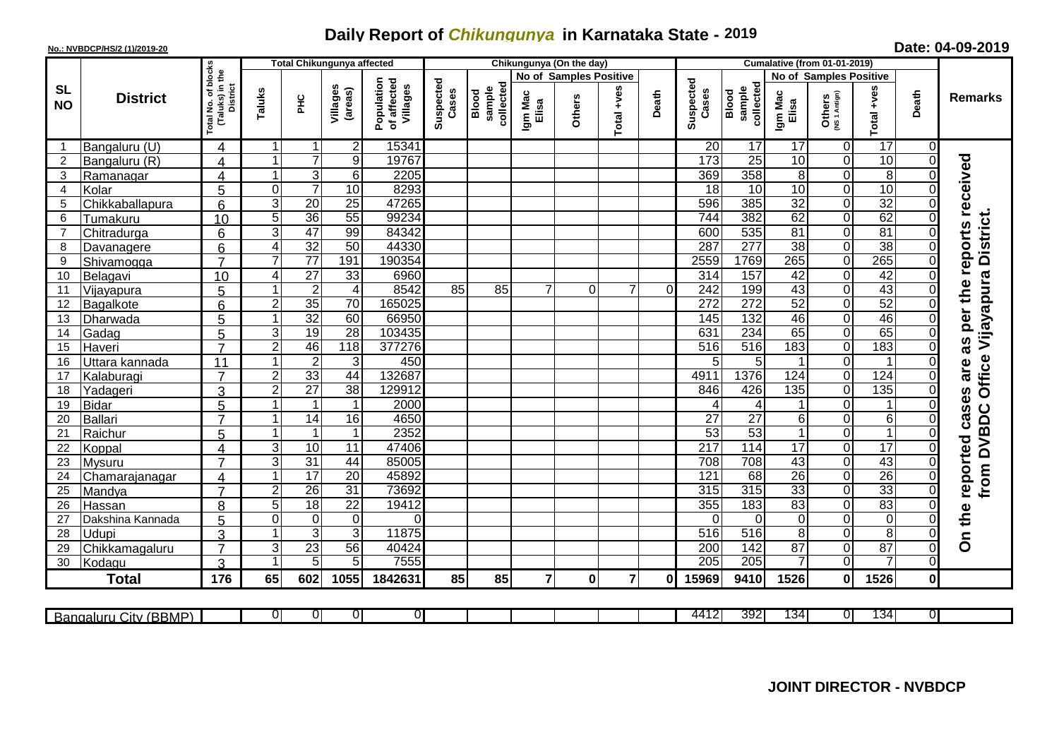# Daily Report of *Chikungunya* in Karnataka State - 2019

**No.: NVBDCP/HS/2 (1)/2019-20**

**Date: 04-09-2019**

| SL NO | District | Total No. of blocks (Taluks) in the District | Total Chikungunya affected | | | | Chikungunya (On the day) | | | | | | Cumalative (from 01-01-2019) | | | | | | Remarks |
|---|---|---|---|---|---|---|---|---|---|---|---|---|---|---|---|---|---|---|---|
| | | | Taluks | PHC | Villages (areas) | Population of affected Villages | Suspected Cases | Blood sample collected | No of Samples Positive | | | Death | Suspected Cases | Blood sample collected | No of Samples Positive | | | Death | |
| | | | | | | | | | Igm Mac Elisa | Others | Total +ves | | | | Igm Mac Elisa | Others (NS 1 Antign) | Total +ves | | |
| 1 | Bangaluru (U) | 4 | 1 | 1 | 2 | 15341 | | | | | | | 20 | 17 | 17 | 0 | 17 | 0 | On the reported cases are as per the reports received from DVBDC Office Vijayapura District. |
| 2 | Bangaluru (R) | 4 | 1 | 7 | 9 | 19767 | | | | | | | 173 | 25 | 10 | 0 | 10 | 0 | |
| 3 | Ramanagar | 4 | 1 | 3 | 6 | 2205 | | | | | | | 369 | 358 | 8 | 0 | 8 | 0 | |
| 4 | Kolar | 5 | 0 | 7 | 10 | 8293 | | | | | | | 18 | 10 | 10 | 0 | 10 | 0 | |
| 5 | Chikkaballapura | 6 | 3 | 20 | 25 | 47265 | | | | | | | 596 | 385 | 32 | 0 | 32 | 0 | |
| 6 | Tumakuru | 10 | 5 | 36 | 55 | 99234 | | | | | | | 744 | 382 | 62 | 0 | 62 | 0 | |
| 7 | Chitradurga | 6 | 3 | 47 | 99 | 84342 | | | | | | | 600 | 535 | 81 | 0 | 81 | 0 | |
| 8 | Davanagere | 6 | 4 | 32 | 50 | 44330 | | | | | | | 287 | 277 | 38 | 0 | 38 | 0 | |
| 9 | Shivamogga | 7 | 7 | 77 | 191 | 190354 | | | | | | | 2559 | 1769 | 265 | 0 | 265 | 0 | |
| 10 | Belagavi | 10 | 4 | 27 | 33 | 6960 | | | | | | | 314 | 157 | 42 | 0 | 42 | 0 | |
| 11 | Vijayapura | 5 | 1 | 2 | 4 | 8542 | 85 | 85 | 7 | 0 | 7 | 0 | 242 | 199 | 43 | 0 | 43 | 0 | |
| 12 | Bagalkote | 6 | 2 | 35 | 70 | 165025 | | | | | | | 272 | 272 | 52 | 0 | 52 | 0 | |
| 13 | Dharwada | 5 | 1 | 32 | 60 | 66950 | | | | | | | 145 | 132 | 46 | 0 | 46 | 0 | |
| 14 | Gadag | 5 | 3 | 19 | 28 | 103435 | | | | | | | 631 | 234 | 65 | 0 | 65 | 0 | |
| 15 | Haveri | 7 | 2 | 46 | 118 | 377276 | | | | | | | 516 | 516 | 183 | 0 | 183 | 0 | |
| 16 | Uttara kannada | 11 | 1 | 2 | 3 | 450 | | | | | | | 5 | 5 | 1 | 0 | 1 | 0 | |
| 17 | Kalaburagi | 7 | 2 | 33 | 44 | 132687 | | | | | | | 4911 | 1376 | 124 | 0 | 124 | 0 | |
| 18 | Yadageri | 3 | 2 | 27 | 38 | 129912 | | | | | | | 846 | 426 | 135 | 0 | 135 | 0 | |
| 19 | Bidar | 5 | 1 | 1 | 1 | 2000 | | | | | | | 4 | 4 | 1 | 0 | 1 | 0 | |
| 20 | Ballari | 7 | 1 | 14 | 16 | 4650 | | | | | | | 27 | 27 | 6 | 0 | 6 | 0 | |
| 21 | Raichur | 5 | 1 | 1 | 1 | 2352 | | | | | | | 53 | 53 | 1 | 0 | 1 | 0 | |
| 22 | Koppal | 4 | 3 | 10 | 11 | 47406 | | | | | | | 217 | 114 | 17 | 0 | 17 | 0 | |
| 23 | Mysuru | 7 | 3 | 31 | 44 | 85005 | | | | | | | 708 | 708 | 43 | 0 | 43 | 0 | |
| 24 | Chamarajanagar | 4 | 1 | 17 | 20 | 45892 | | | | | | | 121 | 68 | 26 | 0 | 26 | 0 | |
| 25 | Mandya | 7 | 2 | 26 | 31 | 73692 | | | | | | | 315 | 315 | 33 | 0 | 33 | 0 | |
| 26 | Hassan | 8 | 5 | 18 | 22 | 19412 | | | | | | | 355 | 183 | 83 | 0 | 83 | 0 | |
| 27 | Dakshina Kannada | 5 | 0 | 0 | 0 | 0 | | | | | | | 0 | 0 | 0 | 0 | 0 | 0 | |
| 28 | Udupi | 3 | 1 | 3 | 3 | 11875 | | | | | | | 516 | 516 | 8 | 0 | 8 | 0 | |
| 29 | Chikkamagaluru | 7 | 3 | 23 | 56 | 40424 | | | | | | | 200 | 142 | 87 | 0 | 87 | 0 | |
| 30 | Kodagu | 3 | 1 | 5 | 5 | 7555 | | | | | | | 205 | 205 | 7 | 0 | 7 | 0 | |
| **Total** | | **176** | **65** | **602** | **1055** | **1842631** | **85** | **85** | **7** | **0** | **7** | **0** | **15969** | **9410** | **1526** | **0** | **1526** | **0** | |

| | | | | | | | | | | | | | | | | | | |
|---|---|---|---|---|---|---|---|---|---|---|---|---|---|---|---|---|---|---|
| Bangaluru City (BBMP) | | 0 | 0 | 0 | 0 | | | | | | | 4412 | 392 | 134 | 0 | 134 | 0 | |

**JOINT DIRECTOR - NVBDCP**